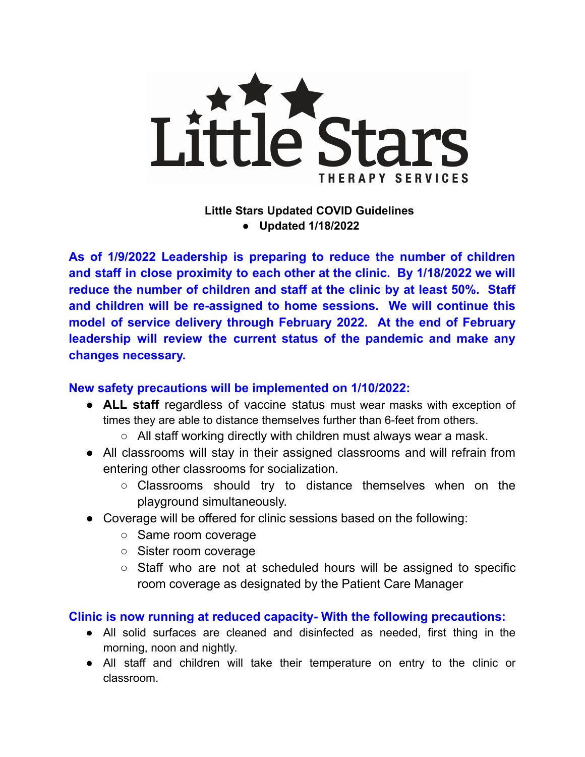**Little Stars Updated COVID Guidelines**

- **Updated 1/18/2022**

**As of 1/9/2022 Leadership is preparing to reduce the number of children and staff in close proximity to each other at the clinic. By 1/18/2022 we will reduce the number of children and staff at the clinic by at least 50%. Staff and children will be re-assigned to home sessions. We will continue this model of service delivery through February 2022. At the end of February leadership will review the current status of the pandemic and make any changes necessary.**

**New safety precautions will be implemented on 1/10/2022:**

- **ALL staff** regardless of vaccine status must wear masks with exception of times they are able to distance themselves further than 6-feet from others.
  - All staff working directly with children must always wear a mask.
- All classrooms will stay in their assigned classrooms and will refrain from entering other classrooms for socialization.
  - Classrooms should try to distance themselves when on the playground simultaneously.
- Coverage will be offered for clinic sessions based on the following:
  - Same room coverage
  - Sister room coverage
  - Staff who are not at scheduled hours will be assigned to specific room coverage as designated by the Patient Care Manager

**Clinic is now running at reduced capacity- With the following precautions:**

- All solid surfaces are cleaned and disinfected as needed, first thing in the morning, noon and nightly.
- All staff and children will take their temperature on entry to the clinic or classroom.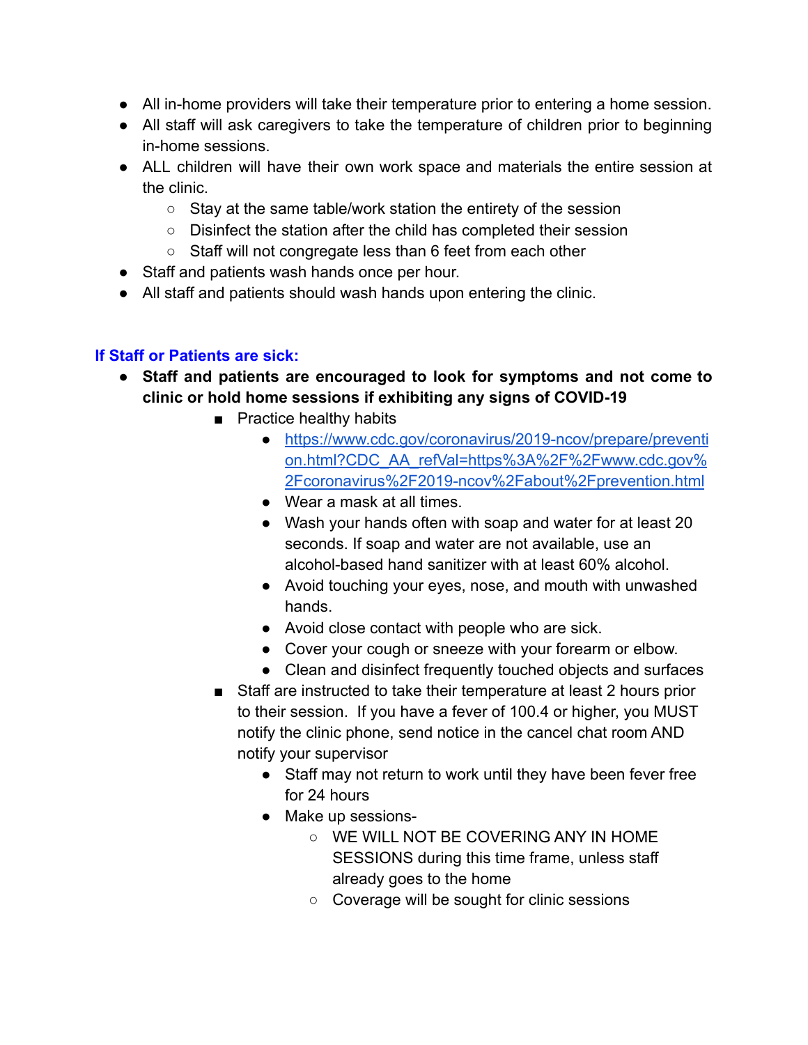- All in-home providers will take their temperature prior to entering a home session.
- All staff will ask caregivers to take the temperature of children prior to beginning in-home sessions.
- ALL children will have their own work space and materials the entire session at the clinic.
    - Stay at the same table/work station the entirety of the session
    - Disinfect the station after the child has completed their session
    - Staff will not congregate less than 6 feet from each other
- Staff and patients wash hands once per hour.
- All staff and patients should wash hands upon entering the clinic.

### If Staff or Patients are sick:

- **Staff and patients are encouraged to look for symptoms and not come to clinic or hold home sessions if exhibiting any signs of COVID-19**
    - Practice healthy habits
        - [https://www.cdc.gov/coronavirus/2019-ncov/prepare/prevention.html?CDC_AA_refVal=https%3A%2F%2Fwww.cdc.gov%2Fcoronavirus%2F2019-ncov%2Fabout%2Fprevention.html](https://www.cdc.gov/coronavirus/2019-ncov/prepare/prevention.html?CDC_AA_refVal=https%3A%2F%2Fwww.cdc.gov%2Fcoronavirus%2F2019-ncov%2Fabout%2Fprevention.html)
        - Wear a mask at all times.
        - Wash your hands often with soap and water for at least 20 seconds. If soap and water are not available, use an alcohol-based hand sanitizer with at least 60% alcohol.
        - Avoid touching your eyes, nose, and mouth with unwashed hands.
        - Avoid close contact with people who are sick.
        - Cover your cough or sneeze with your forearm or elbow.
        - Clean and disinfect frequently touched objects and surfaces
    - Staff are instructed to take their temperature at least 2 hours prior to their session. If you have a fever of 100.4 or higher, you MUST notify the clinic phone, send notice in the cancel chat room AND notify your supervisor
        - Staff may not return to work until they have been fever free for 24 hours
        - Make up sessions-
            - WE WILL NOT BE COVERING ANY IN HOME SESSIONS during this time frame, unless staff already goes to the home
            - Coverage will be sought for clinic sessions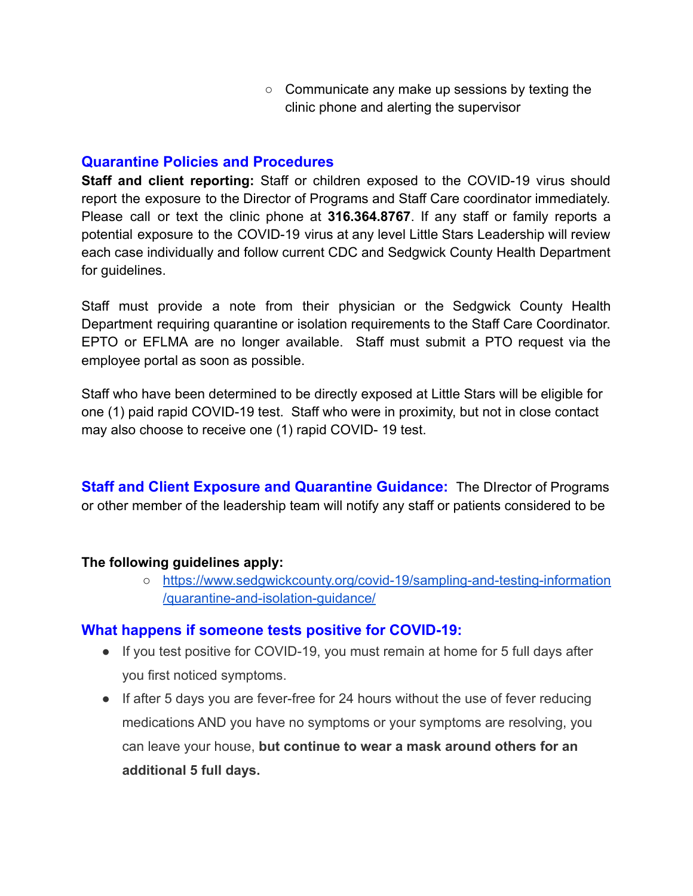- Communicate any make up sessions by texting the clinic phone and alerting the supervisor

## Quarantine Policies and Procedures

**Staff and client reporting:** Staff or children exposed to the COVID-19 virus should report the exposure to the Director of Programs and Staff Care coordinator immediately. Please call or text the clinic phone at **316.364.8767**. If any staff or family reports a potential exposure to the COVID-19 virus at any level Little Stars Leadership will review each case individually and follow current CDC and Sedgwick County Health Department for guidelines.

Staff must provide a note from their physician or the Sedgwick County Health Department requiring quarantine or isolation requirements to the Staff Care Coordinator. EPTO or EFLMA are no longer available. Staff must submit a PTO request via the employee portal as soon as possible.

Staff who have been determined to be directly exposed at Little Stars will be eligible for one (1) paid rapid COVID-19 test. Staff who were in proximity, but not in close contact may also choose to receive one (1) rapid COVID- 19 test.

## Staff and Client Exposure and Quarantine Guidance:

The DIrector of Programs or other member of the leadership team will notify any staff or patients considered to be

**The following guidelines apply:**

- [https://www.sedgwickcounty.org/covid-19/sampling-and-testing-information/quarantine-and-isolation-guidance/](https://www.sedgwickcounty.org/covid-19/sampling-and-testing-information/quarantine-and-isolation-guidance/)

## What happens if someone tests positive for COVID-19:

- If you test positive for COVID-19, you must remain at home for 5 full days after you first noticed symptoms.
- If after 5 days you are fever-free for 24 hours without the use of fever reducing medications AND you have no symptoms or your symptoms are resolving, you can leave your house, **but continue to wear a mask around others for an additional 5 full days.**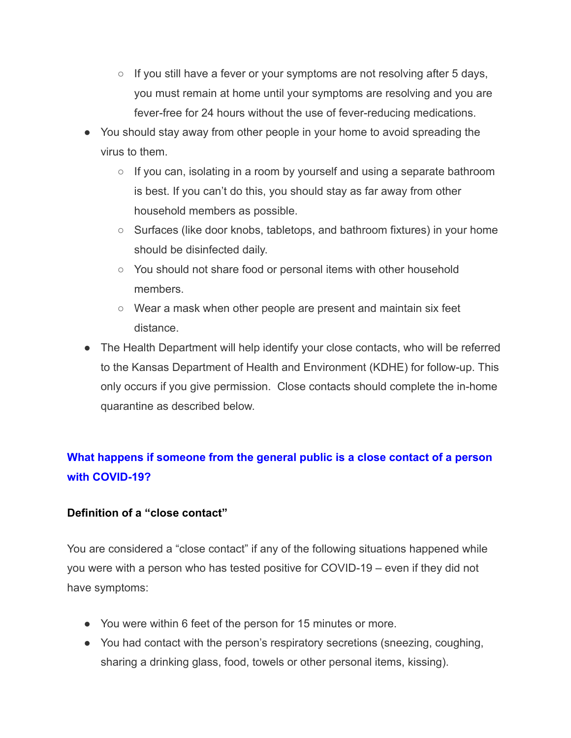- If you still have a fever or your symptoms are not resolving after 5 days, you must remain at home until your symptoms are resolving and you are fever-free for 24 hours without the use of fever-reducing medications.
- You should stay away from other people in your home to avoid spreading the virus to them.
    - If you can, isolating in a room by yourself and using a separate bathroom is best. If you can't do this, you should stay as far away from other household members as possible.
    - Surfaces (like door knobs, tabletops, and bathroom fixtures) in your home should be disinfected daily.
    - You should not share food or personal items with other household members.
    - Wear a mask when other people are present and maintain six feet distance.
- The Health Department will help identify your close contacts, who will be referred to the Kansas Department of Health and Environment (KDHE) for follow-up. This only occurs if you give permission. Close contacts should complete the in-home quarantine as described below.

## What happens if someone from the general public is a close contact of a person with COVID-19?

**Definition of a "close contact"**

You are considered a "close contact" if any of the following situations happened while you were with a person who has tested positive for COVID-19 – even if they did not have symptoms:

- You were within 6 feet of the person for 15 minutes or more.
- You had contact with the person's respiratory secretions (sneezing, coughing, sharing a drinking glass, food, towels or other personal items, kissing).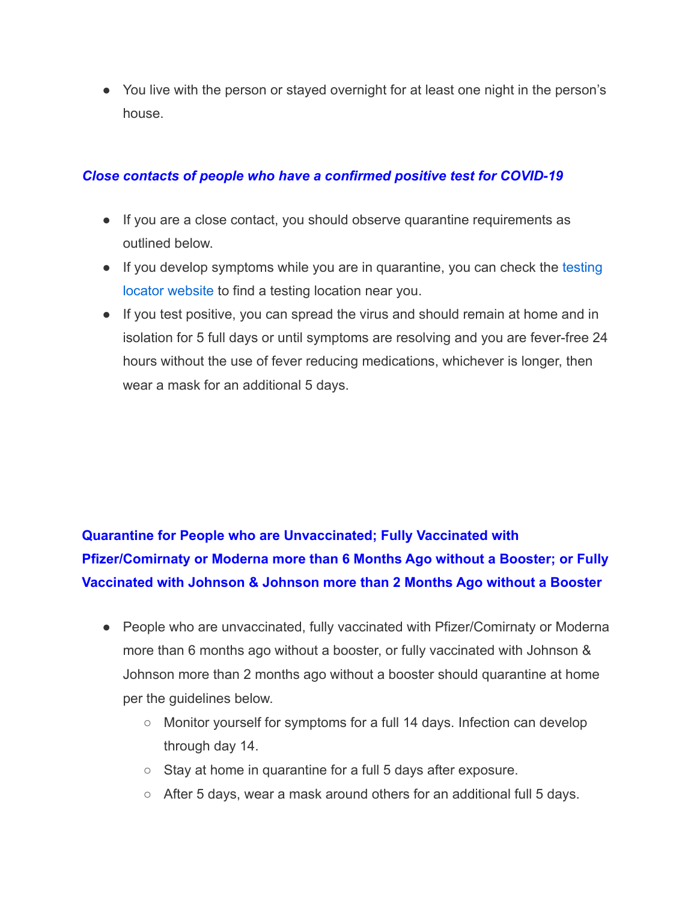- You live with the person or stayed overnight for at least one night in the person's house.

### ***Close contacts of people who have a confirmed positive test for COVID-19***

- If you are a close contact, you should observe quarantine requirements as outlined below.
- If you develop symptoms while you are in quarantine, you can check the testing locator website to find a testing location near you.
- If you test positive, you can spread the virus and should remain at home and in isolation for 5 full days or until symptoms are resolving and you are fever-free 24 hours without the use of fever reducing medications, whichever is longer, then wear a mask for an additional 5 days.

### **Quarantine for People who are Unvaccinated; Fully Vaccinated with Pfizer/Comirnaty or Moderna more than 6 Months Ago without a Booster; or Fully Vaccinated with Johnson & Johnson more than 2 Months Ago without a Booster**

- People who are unvaccinated, fully vaccinated with Pfizer/Comirnaty or Moderna more than 6 months ago without a booster, or fully vaccinated with Johnson & Johnson more than 2 months ago without a booster should quarantine at home per the guidelines below.
  - Monitor yourself for symptoms for a full 14 days. Infection can develop through day 14.
  - Stay at home in quarantine for a full 5 days after exposure.
  - After 5 days, wear a mask around others for an additional full 5 days.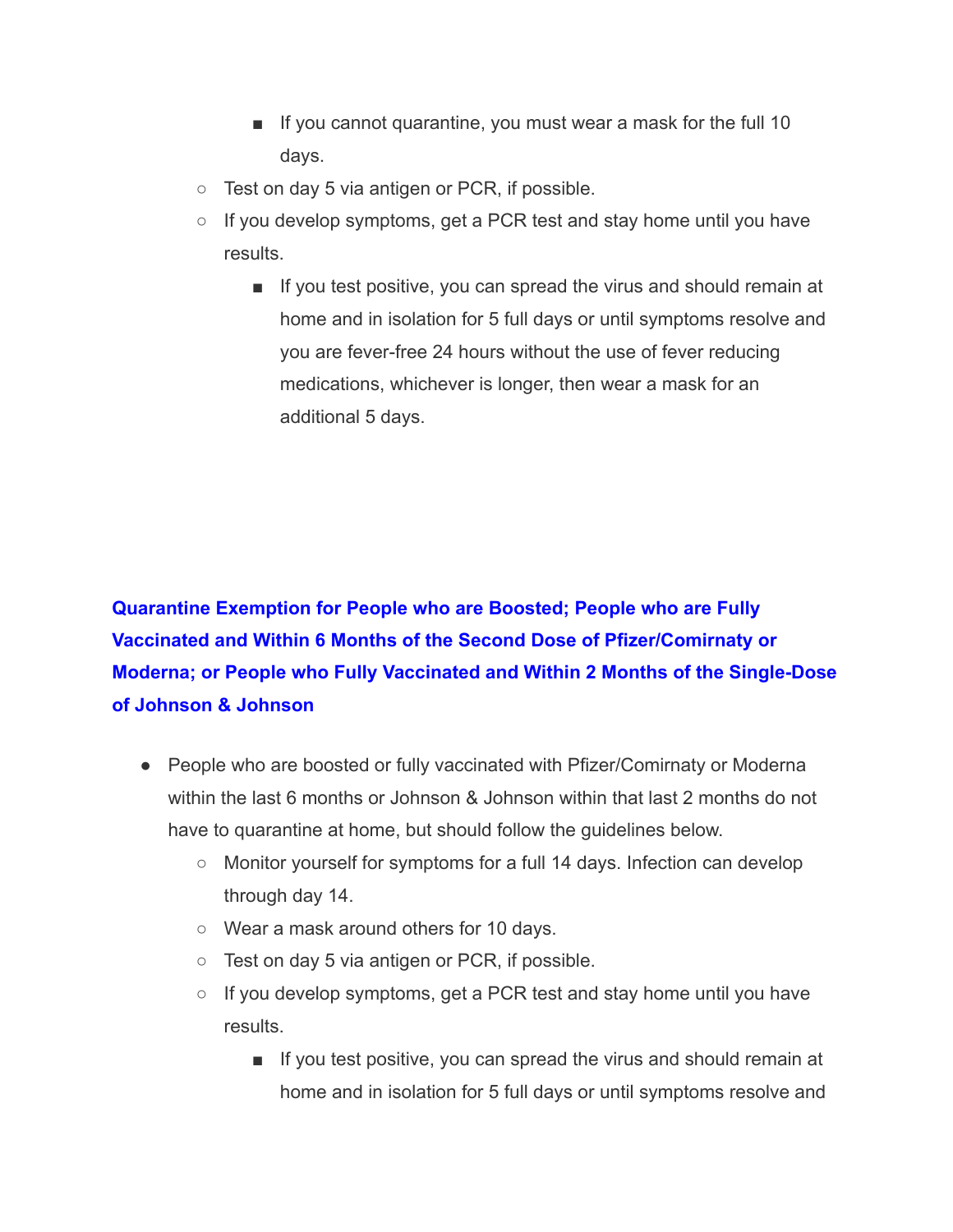- If you cannot quarantine, you must wear a mask for the full 10 days.
    - Test on day 5 via antigen or PCR, if possible.
    - If you develop symptoms, get a PCR test and stay home until you have results.
        - If you test positive, you can spread the virus and should remain at home and in isolation for 5 full days or until symptoms resolve and you are fever-free 24 hours without the use of fever reducing medications, whichever is longer, then wear a mask for an additional 5 days.

### Quarantine Exemption for People who are Boosted; People who are Fully Vaccinated and Within 6 Months of the Second Dose of Pfizer/Comirnaty or Moderna; or People who Fully Vaccinated and Within 2 Months of the Single-Dose of Johnson & Johnson

- People who are boosted or fully vaccinated with Pfizer/Comirnaty or Moderna within the last 6 months or Johnson & Johnson within that last 2 months do not have to quarantine at home, but should follow the guidelines below.
    - Monitor yourself for symptoms for a full 14 days. Infection can develop through day 14.
    - Wear a mask around others for 10 days.
    - Test on day 5 via antigen or PCR, if possible.
    - If you develop symptoms, get a PCR test and stay home until you have results.
        - If you test positive, you can spread the virus and should remain at home and in isolation for 5 full days or until symptoms resolve and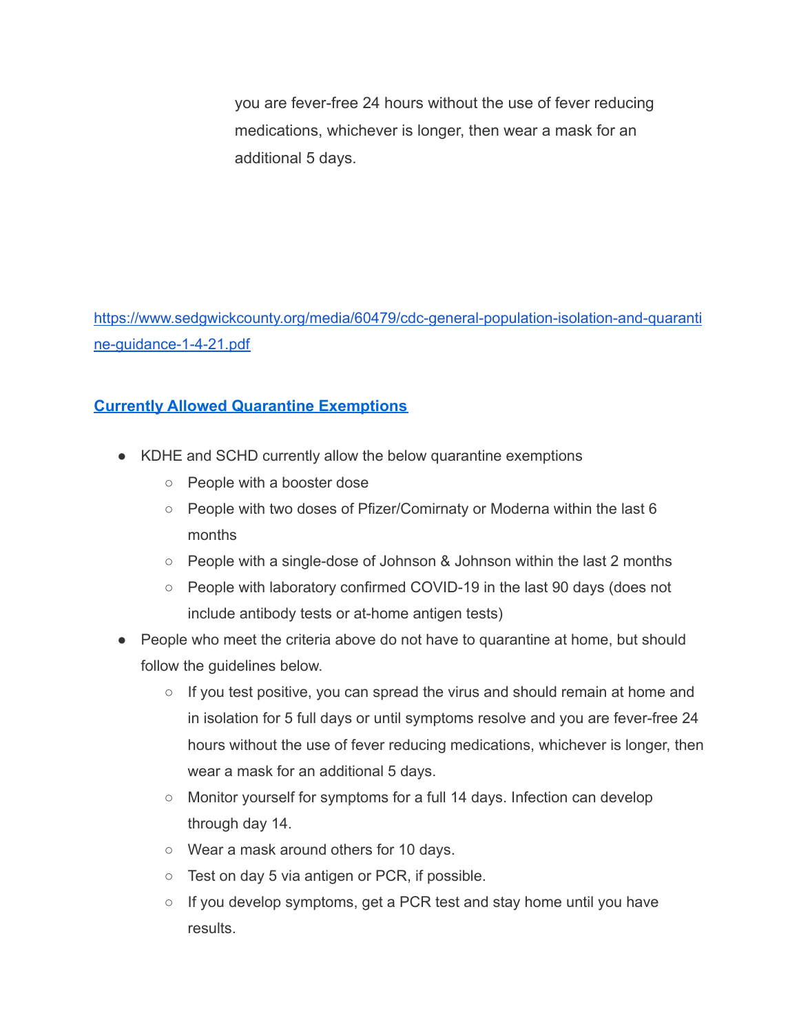you are fever-free 24 hours without the use of fever reducing medications, whichever is longer, then wear a mask for an additional 5 days.

https://www.sedgwickcounty.org/media/60479/cdc-general-population-isolation-and-quarantine-guidance-1-4-21.pdf

## Currently Allowed Quarantine Exemptions

- KDHE and SCHD currently allow the below quarantine exemptions
  - People with a booster dose
  - People with two doses of Pfizer/Comirnaty or Moderna within the last 6 months
  - People with a single-dose of Johnson & Johnson within the last 2 months
  - People with laboratory confirmed COVID-19 in the last 90 days (does not include antibody tests or at-home antigen tests)
- People who meet the criteria above do not have to quarantine at home, but should follow the guidelines below.
  - If you test positive, you can spread the virus and should remain at home and in isolation for 5 full days or until symptoms resolve and you are fever-free 24 hours without the use of fever reducing medications, whichever is longer, then wear a mask for an additional 5 days.
  - Monitor yourself for symptoms for a full 14 days. Infection can develop through day 14.
  - Wear a mask around others for 10 days.
  - Test on day 5 via antigen or PCR, if possible.
  - If you develop symptoms, get a PCR test and stay home until you have results.